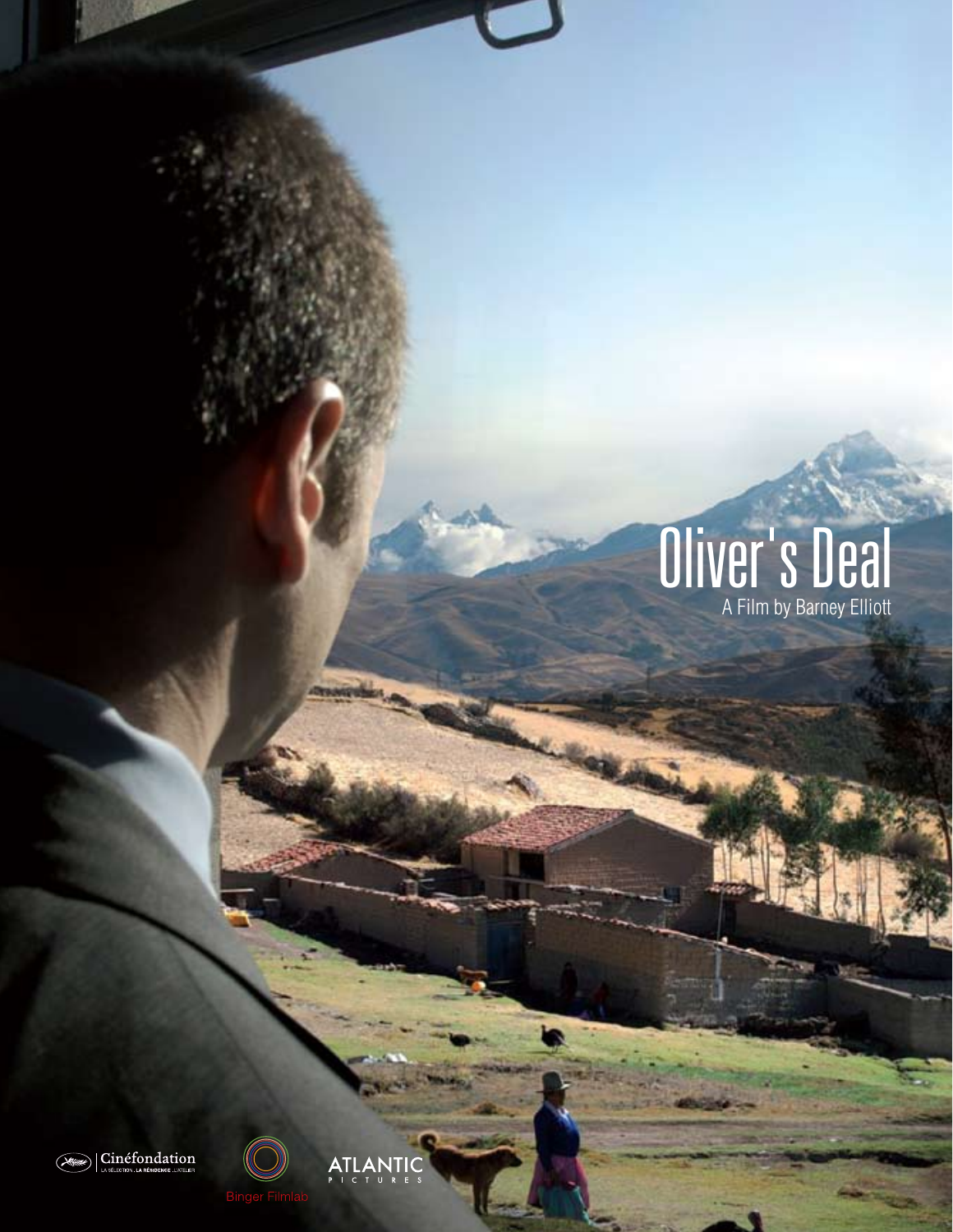# Oliver's Deal

A Film by Barney Elliott

Cinéfondation

LA SÉLECTION . LA RÉSIDENCE . L'ATELIER

Binger Filmlab

ATLANTIC PICTURES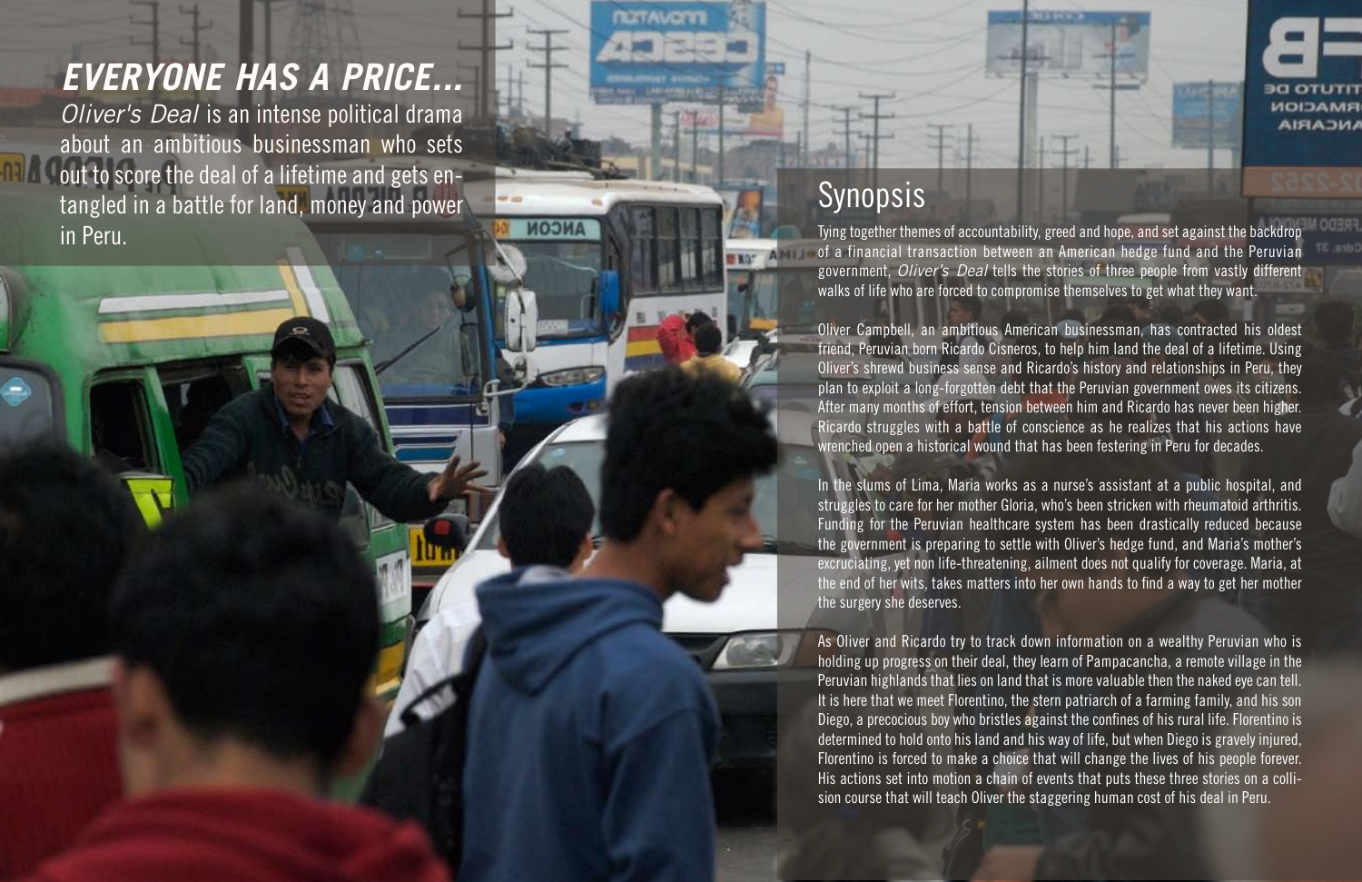## *EVERYONE HAS A PRICE...*

*Oliver's Deal* is an intense political drama about an ambitious businessman who sets out to score the deal of a lifetime and gets entangled in a battle for land, money and power in Peru.

## Synopsis

Tying together themes of accountability, greed and hope, and set against the backdrop of a financial transaction between an American hedge fund and the Peruvian government, *Oliver's Deal* tells the stories of three people from vastly different walks of life who are forced to compromise themselves to get what they want.

Oliver Campbell, an ambitious American businessman, has contracted his oldest friend, Peruvian born Ricardo Cisneros, to help him land the deal of a lifetime. Using Oliver's shrewd business sense and Ricardo's history and relationships in Peru, they plan to exploit a long-forgotten debt that the Peruvian government owes its citizens. After many months of effort, tension between him and Ricardo has never been higher. Ricardo struggles with a battle of conscience as he realizes that his actions have wrenched open a historical wound that has been festering in Peru for decades.

In the slums of Lima, Maria works as a nurse's assistant at a public hospital, and struggles to care for her mother Gloria, who's been stricken with rheumatoid arthritis. Funding for the Peruvian healthcare system has been drastically reduced because the government is preparing to settle with Oliver's hedge fund, and Maria's mother's excruciating, yet non life-threatening, ailment does not qualify for coverage. Maria, at the end of her wits, takes matters into her own hands to find a way to get her mother the surgery she deserves.

As Oliver and Ricardo try to track down information on a wealthy Peruvian who is holding up progress on their deal, they learn of Pampacancha, a remote village in the Peruvian highlands that lies on land that is more valuable then the naked eye can tell. It is here that we meet Florentino, the stern patriarch of a farming family, and his son Diego, a precocious boy who bristles against the confines of his rural life. Florentino is determined to hold onto his land and his way of life, but when Diego is gravely injured, Florentino is forced to make a choice that will change the lives of his people forever. His actions set into motion a chain of events that puts these three stories on a collision course that will teach Oliver the staggering human cost of his deal in Peru.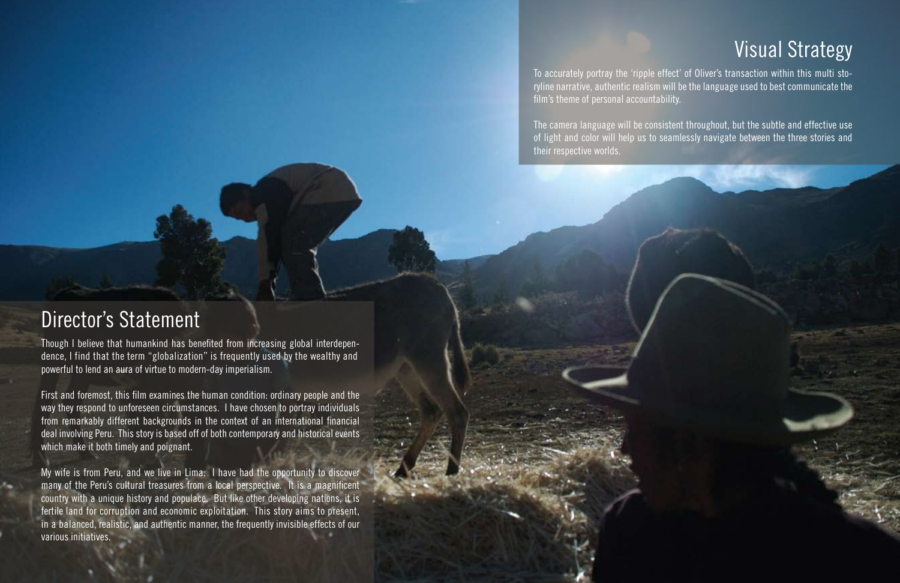## Director's Statement

Though I believe that humankind has benefited from increasing global interdependence, I find that the term "globalization" is frequently used by the wealthy and powerful to lend an aura of virtue to modern-day imperialism.

First and foremost, this film examines the human condition: ordinary people and the way they respond to unforeseen circumstances. I have chosen to portray individuals from remarkably different backgrounds in the context of an international financial deal involving Peru. This story is based off of both contemporary and historical events which make it both timely and poignant.

My wife is from Peru, and we live in Lima. I have had the opportunity to discover many of the Peru's cultural treasures from a local perspective. It is a magnificent country with a unique history and populace. But like other developing nations, it is fertile land for corruption and economic exploitation. This story aims to present, in a balanced, realistic, and authentic manner, the frequently invisible effects of our various initiatives.

## Visual Strategy

To accurately portray the 'ripple effect' of Oliver's transaction within this multi storyline narrative, authentic realism will be the language used to best communicate the film's theme of personal accountability.

The camera language will be consistent throughout, but the subtle and effective use of light and color will help us to seamlessly navigate between the three stories and their respective worlds.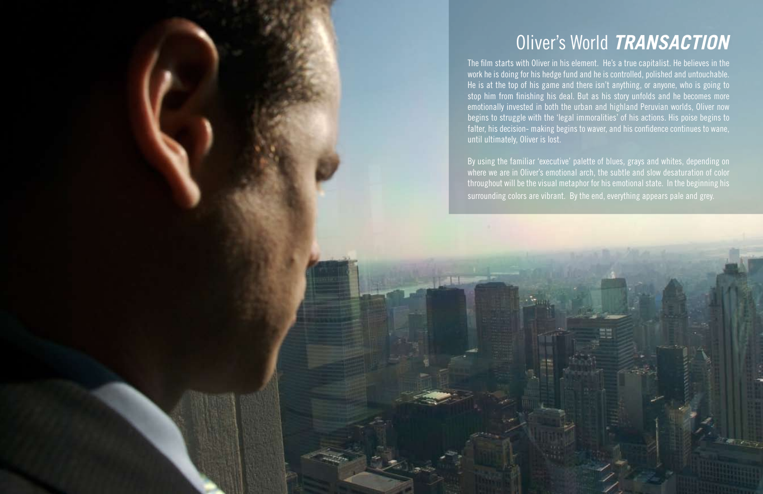# Oliver's World ***TRANSACTION***

The film starts with Oliver in his element. He's a true capitalist. He believes in the work he is doing for his hedge fund and he is controlled, polished and untouchable. He is at the top of his game and there isn't anything, or anyone, who is going to stop him from finishing his deal. But as his story unfolds and he becomes more emotionally invested in both the urban and highland Peruvian worlds, Oliver now begins to struggle with the 'legal immoralities' of his actions. His poise begins to falter, his decision- making begins to waver, and his confidence continues to wane, until ultimately, Oliver is lost.

By using the familiar 'executive' palette of blues, grays and whites, depending on where we are in Oliver's emotional arch, the subtle and slow desaturation of color throughout will be the visual metaphor for his emotional state. In the beginning his surrounding colors are vibrant. By the end, everything appears pale and grey.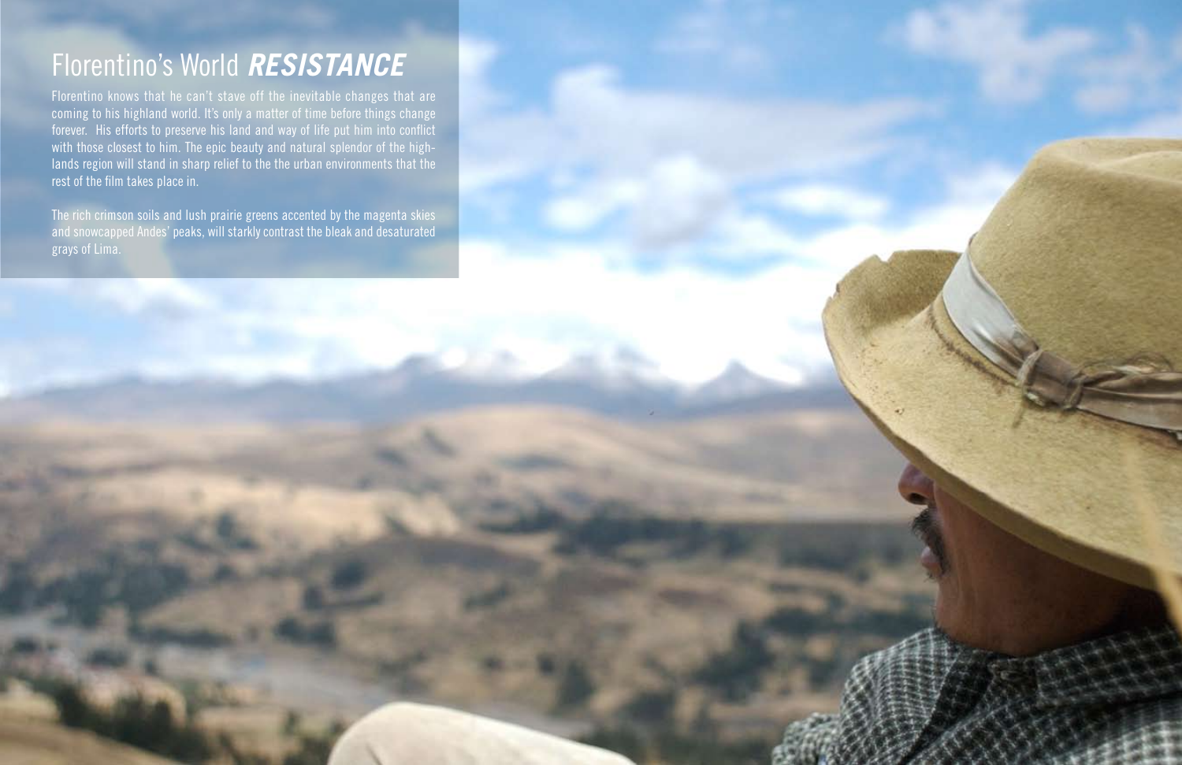# Florentino's World ***RESISTANCE***

Florentino knows that he can't stave off the inevitable changes that are coming to his highland world. It's only a matter of time before things change forever. His efforts to preserve his land and way of life put him into conflict with those closest to him. The epic beauty and natural splendor of the highlands region will stand in sharp relief to the the urban environments that the rest of the film takes place in.

The rich crimson soils and lush prairie greens accented by the magenta skies and snowcapped Andes' peaks, will starkly contrast the bleak and desaturated grays of Lima.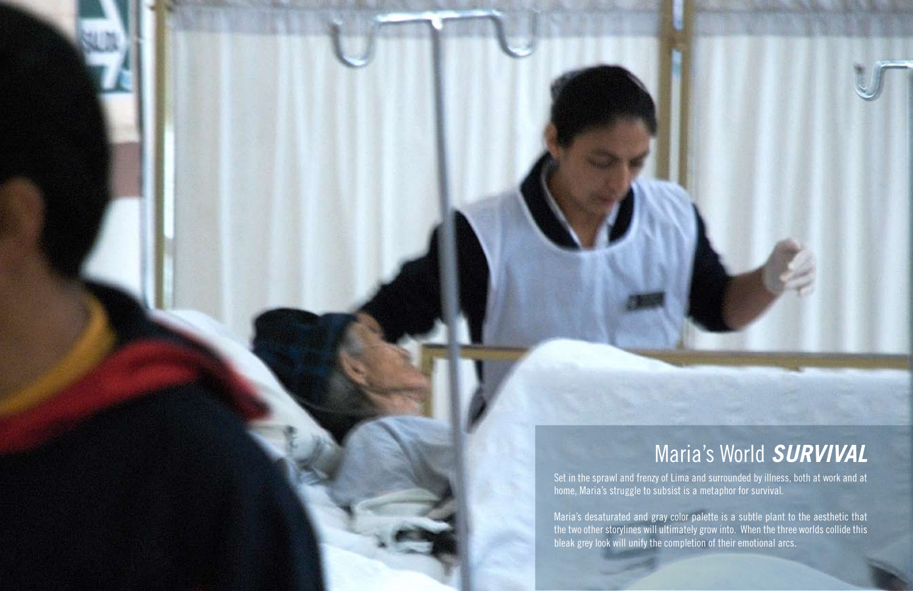## Maria's World ***SURVIVAL***

Set in the sprawl and frenzy of Lima and surrounded by illness, both at work and at home, Maria's struggle to subsist is a metaphor for survival.

Maria's desaturated and gray color palette is a subtle plant to the aesthetic that the two other storylines will ultimately grow into. When the three worlds collide this bleak grey look will unify the completion of their emotional arcs.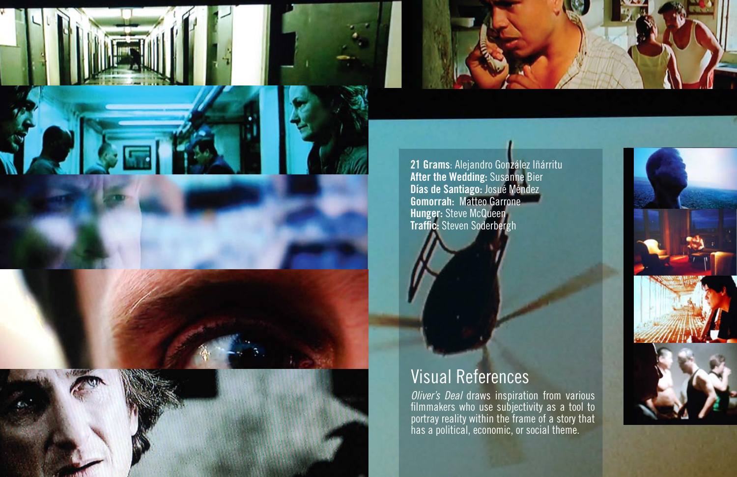**21 Grams**: Alejandro González Iñárritu
**After the Wedding:** Susanne Bier
**Días de Santiago:** Josué Méndez
**Gomorrah:** Matteo Garrone
**Hunger:** Steve McQueen
**Traffic:** Steven Soderbergh

## Visual References

*Oliver's Deal* draws inspiration from various filmmakers who use subjectivity as a tool to portray reality within the frame of a story that has a political, economic, or social theme.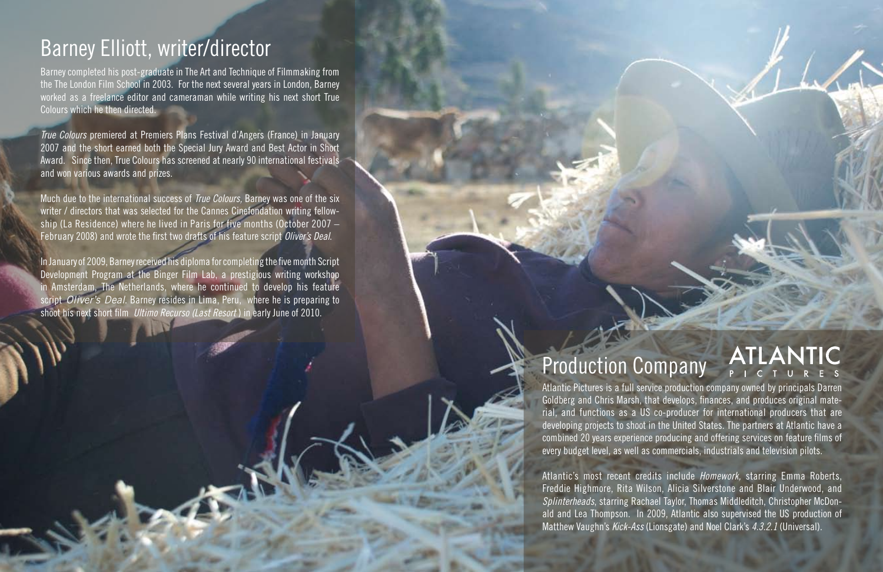## Barney Elliott, writer/director

Barney completed his post-graduate in The Art and Technique of Filmmaking from the The London Film School in 2003. For the next several years in London, Barney worked as a freelance editor and cameraman while writing his next short True Colours which he then directed.

*True Colours* premiered at Premiers Plans Festival d'Angers (France) in January 2007 and the short earned both the Special Jury Award and Best Actor in Short Award. Since then, True Colours has screened at nearly 90 international festivals and won various awards and prizes.

Much due to the international success of *True Colours*, Barney was one of the six writer / directors that was selected for the Cannes Cinefondation writing fellowship (La Residence) where he lived in Paris for five months (October 2007 – February 2008) and wrote the first two drafts of his feature script *Oliver's Deal*.

In January of 2009, Barney received his diploma for completing the five month Script Development Program at the Binger Film Lab, a prestigious writing workshop in Amsterdam, The Netherlands, where he continued to develop his feature script *Oliver's Deal*. Barney resides in Lima, Peru, where he is preparing to shoot his next short film *Ultimo Recurso (Last Resort)* in early June of 2010.

## Production Company

ATLANTIC PICTURES

Atlantic Pictures is a full service production company owned by principals Darren Goldberg and Chris Marsh, that develops, finances, and produces original material, and functions as a US co-producer for international producers that are developing projects to shoot in the United States. The partners at Atlantic have a combined 20 years experience producing and offering services on feature films of every budget level, as well as commercials, industrials and television pilots.

Atlantic's most recent credits include *Homework*, starring Emma Roberts, Freddie Highmore, Rita Wilson, Alicia Silverstone and Blair Underwood, and *Splinterheads*, starring Rachael Taylor, Thomas Middleditch, Christopher McDonald and Lea Thompson. In 2009, Atlantic also supervised the US production of Matthew Vaughn's *Kick-Ass* (Lionsgate) and Noel Clark's *4.3.2.1* (Universal).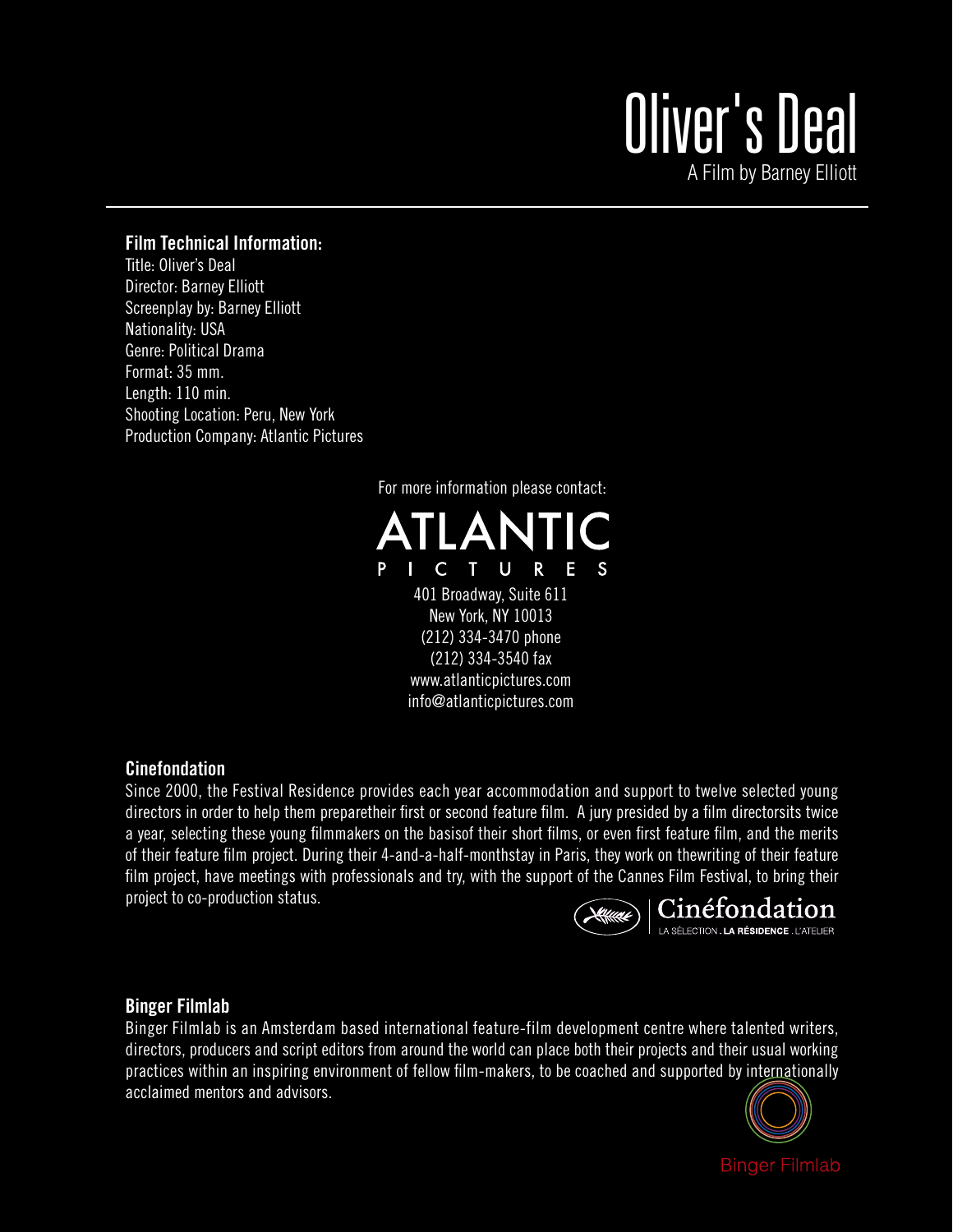# Oliver's Deal

A Film by Barney Elliott

**Film Technical Information:**

Title: Oliver's Deal
Director: Barney Elliott
Screenplay by: Barney Elliott
Nationality: USA
Genre: Political Drama
Format: 35 mm.
Length: 110 min.
Shooting Location: Peru, New York
Production Company: Atlantic Pictures

For more information please contact:

ATLANTIC PICTURES
401 Broadway, Suite 611
New York, NY 10013
(212) 334-3470 phone
(212) 334-3540 fax
www.atlanticpictures.com
info@atlanticpictures.com

**Cinefondation**

Since 2000, the Festival Residence provides each year accommodation and support to twelve selected young directors in order to help them preparetheir first or second feature film. A jury presided by a film directorsits twice a year, selecting these young filmmakers on the basisof their short films, or even first feature film, and the merits of their feature film project. During their 4-and-a-half-monthstay in Paris, they work on thewriting of their feature film project, have meetings with professionals and try, with the support of the Cannes Film Festival, to bring their project to co-production status.

Cinéfondation
LA SÉLECTION . **LA RÉSIDENCE** . L'ATELIER

**Binger Filmlab**

Binger Filmlab is an Amsterdam based international feature-film development centre where talented writers, directors, producers and script editors from around the world can place both their projects and their usual working practices within an inspiring environment of fellow film-makers, to be coached and supported by internationally acclaimed mentors and advisors.

Binger Filmlab